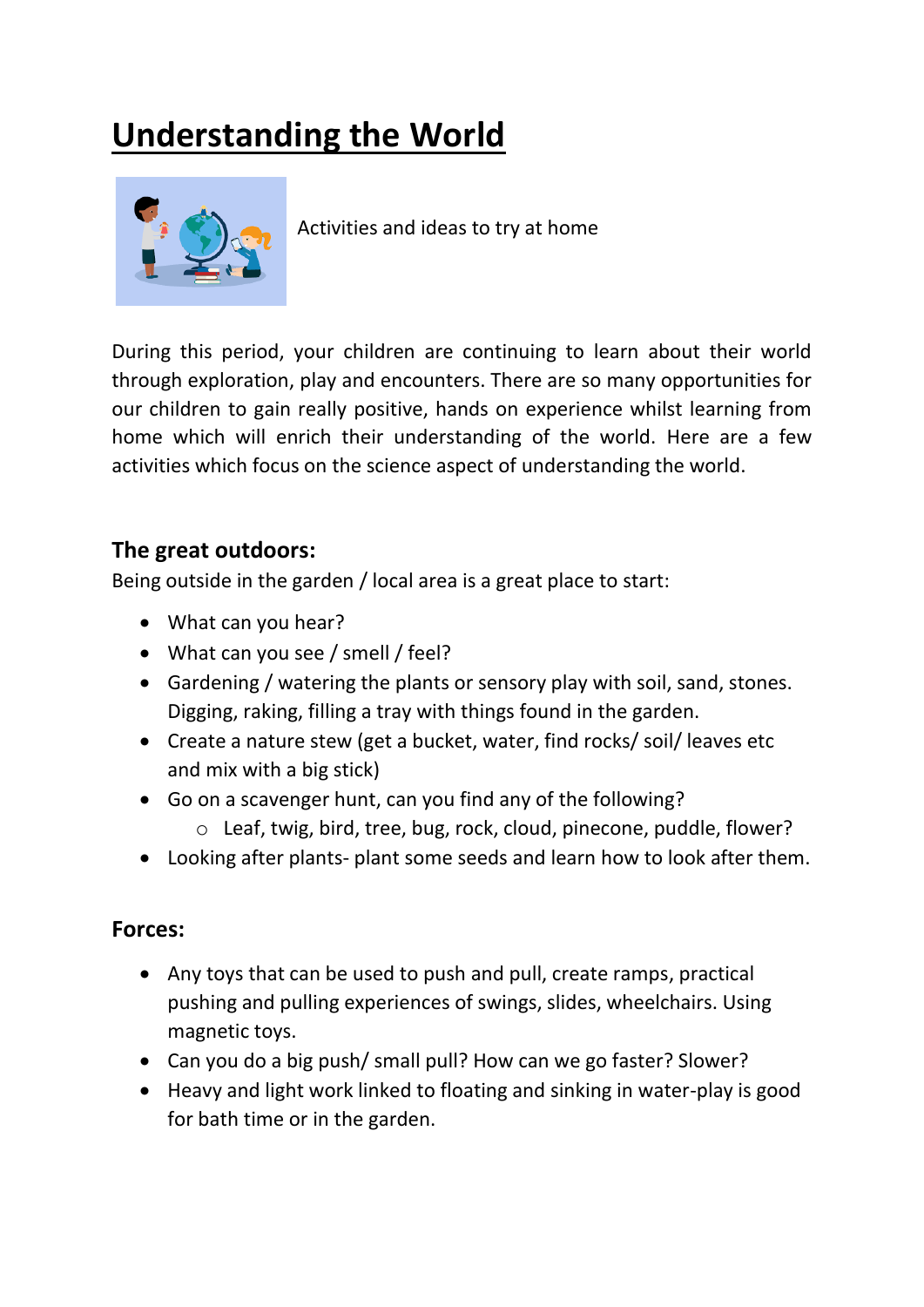# Understanding the World

Activities and ideas to try at home

During this period, your children are continuing to learn about their world through exploration, play and encounters. There are so many opportunities for our children to gain really positive, hands on experience whilst learning from home which will enrich their understanding of the world. Here are a few activities which focus on the science aspect of understanding the world.

## The great outdoors:

Being outside in the garden / local area is a great place to start:

- What can you hear?
- What can you see / smell / feel?
- Gardening / watering the plants or sensory play with soil, sand, stones. Digging, raking, filling a tray with things found in the garden.
- Create a nature stew (get a bucket, water, find rocks/ soil/ leaves etc and mix with a big stick)
- Go on a scavenger hunt, can you find any of the following?
  - Leaf, twig, bird, tree, bug, rock, cloud, pinecone, puddle, flower?
- Looking after plants- plant some seeds and learn how to look after them.

## Forces:

- Any toys that can be used to push and pull, create ramps, practical pushing and pulling experiences of swings, slides, wheelchairs. Using magnetic toys.
- Can you do a big push/ small pull? How can we go faster? Slower?
- Heavy and light work linked to floating and sinking in water-play is good for bath time or in the garden.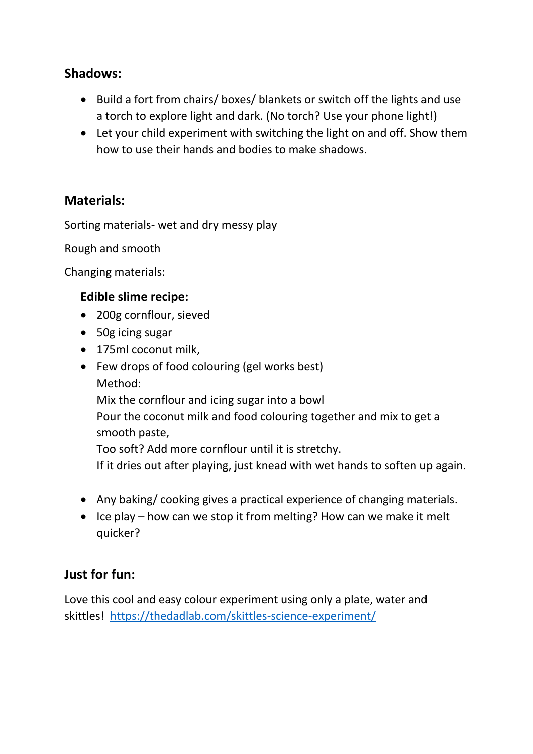## Shadows:

- Build a fort from chairs/ boxes/ blankets or switch off the lights and use a torch to explore light and dark. (No torch? Use your phone light!)
- Let your child experiment with switching the light on and off. Show them how to use their hands and bodies to make shadows.

## Materials:

Sorting materials- wet and dry messy play

Rough and smooth

Changing materials:

### Edible slime recipe:

- 200g cornflour, sieved
- 50g icing sugar
- 175ml coconut milk,
- Few drops of food colouring (gel works best)
  Method:
  Mix the cornflour and icing sugar into a bowl
  Pour the coconut milk and food colouring together and mix to get a smooth paste,
  Too soft? Add more cornflour until it is stretchy.
  If it dries out after playing, just knead with wet hands to soften up again.

- Any baking/ cooking gives a practical experience of changing materials.
- Ice play – how can we stop it from melting? How can we make it melt quicker?

## Just for fun:

Love this cool and easy colour experiment using only a plate, water and skittles! [https://thedadlab.com/skittles-science-experiment/](https://thedadlab.com/skittles-science-experiment/)